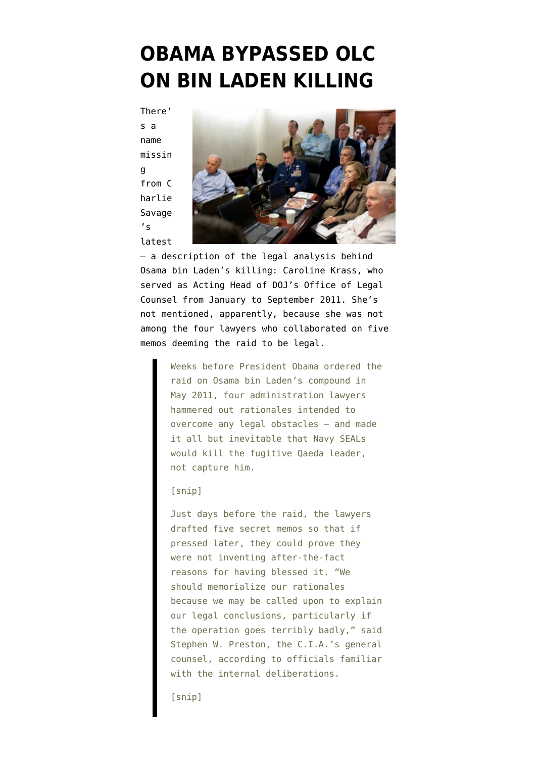# OBAMA BYPASSED OLC ON BIN LADEN KILLING

There's a name missing from Charlie Savage's latest – a description of the legal analysis behind Osama bin Laden's killing: Caroline Krass, who served as Acting Head of DOJ's Office of Legal Counsel from January to September 2011. She's not mentioned, apparently, because she was not among the four lawyers collaborated on five memos deeming the raid to be legal.

> Weeks before President Obama ordered the raid on Osama bin Laden's compound in May 2011, four administration lawyers hammered out rationales intended to overcome any legal obstacles — and made it all but inevitable that Navy SEALs would kill the fugitive Qaeda leader, not capture him.
>
> [snip]
>
> Just days before the raid, the lawyers drafted five secret memos so that if pressed later, they could prove they were not inventing after-the-fact reasons for having blessed it. "We should memorialize our rationales because we may be called upon to explain our legal conclusions, particularly if the operation goes terribly badly," said Stephen W. Preston, the C.I.A.'s general counsel, according to officials familiar with the internal deliberations.
>
> [snip]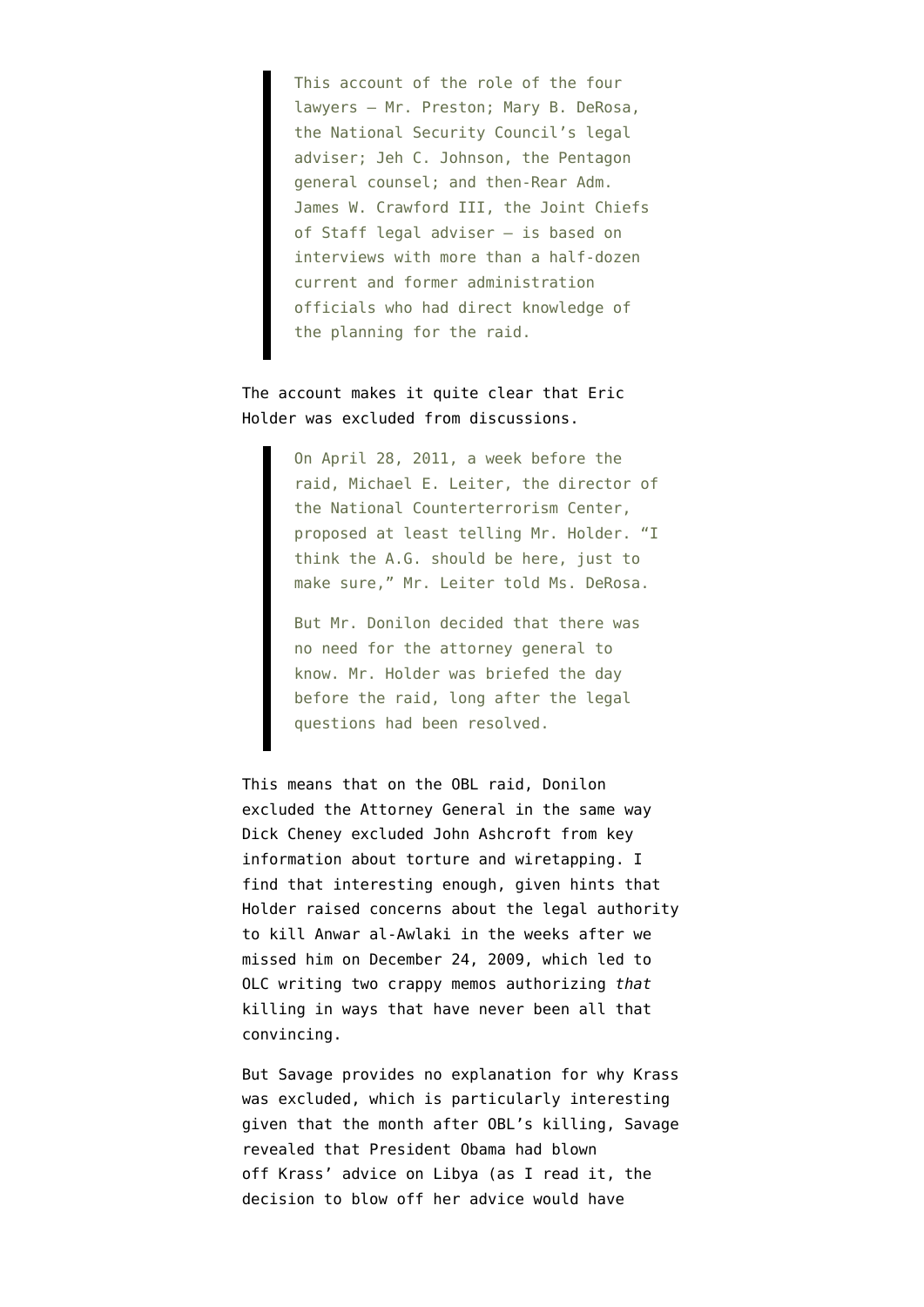> This account of the role of the four lawyers — Mr. Preston; Mary B. DeRosa, the National Security Council's legal adviser; Jeh C. Johnson, the Pentagon general counsel; and then-Rear Adm. James W. Crawford III, the Joint Chiefs of Staff legal adviser — is based on interviews with more than a half-dozen current and former administration officials who had direct knowledge of the planning for the raid.

The account makes it quite clear that Eric Holder was excluded from discussions.

> On April 28, 2011, a week before the raid, Michael E. Leiter, the director of the National Counterterrorism Center, proposed at least telling Mr. Holder. "I think the A.G. should be here, just to make sure," Mr. Leiter told Ms. DeRosa.
>
> But Mr. Donilon decided that there was no need for the attorney general to know. Mr. Holder was briefed the day before the raid, long after the legal questions had been resolved.

This means that on the OBL raid, Donilon excluded the Attorney General in the same way Dick Cheney excluded John Ashcroft from key information about torture and wiretapping. I find that interesting enough, given hints that Holder raised concerns about the legal authority to kill Anwar al-Awlaki in the weeks after we missed him on December 24, 2009, which led to OLC writing two crappy memos authorizing *that* killing in ways that have never been all that convincing.

But Savage provides no explanation for why Krass was excluded, which is particularly interesting given that the month after OBL's killing, Savage revealed that President Obama had blown off Krass' advice on Libya (as I read it, the decision to blow off her advice would have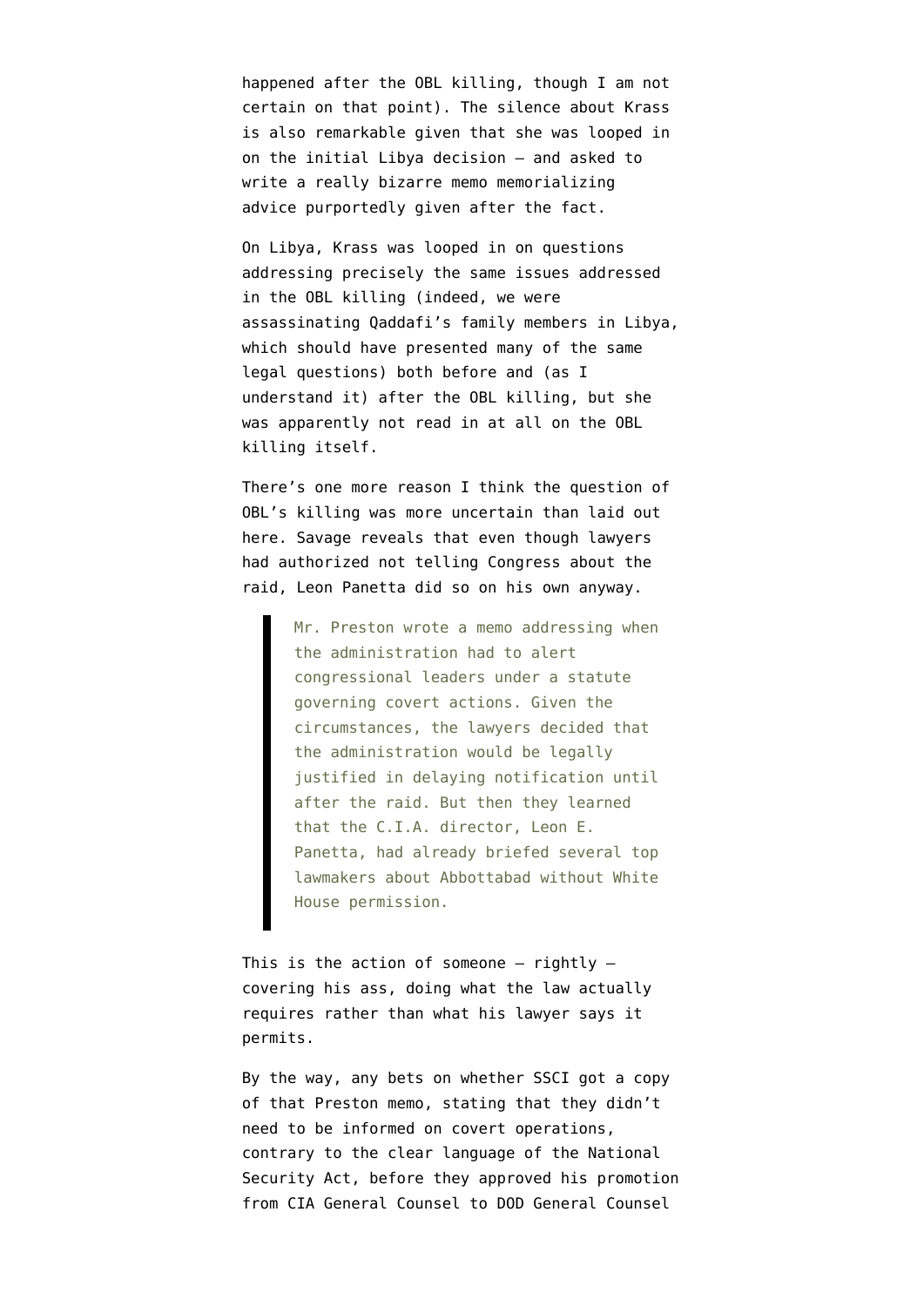happened after the OBL killing, though I am not certain on that point). The silence about Krass is also remarkable given that she was looped in on the initial Libya decision — and asked to write a really bizarre memo memorializing advice purportedly given after the fact.

On Libya, Krass was looped in on questions addressing precisely the same issues addressed in the OBL killing (indeed, we were assassinating Qaddafi's family members in Libya, which should have presented many of the same legal questions) both before and (as I understand it) after the OBL killing, but she was apparently not read in at all on the OBL killing itself.

There's one more reason I think the question of OBL's killing was more uncertain than laid out here. Savage reveals that even though lawyers had authorized not telling Congress about the raid, Leon Panetta did so on his own anyway.

> Mr. Preston wrote a memo addressing when the administration had to alert congressional leaders under a statute governing covert actions. Given the circumstances, the lawyers decided that the administration would be legally justified in delaying notification until after the raid. But then they learned that the C.I.A. director, Leon E. Panetta, had already briefed several top lawmakers about Abbottabad without White House permission.

This is the action of someone — rightly — covering his ass, doing what the law actually requires rather than what his lawyer says it permits.

By the way, any bets on whether SSCI got a copy of that Preston memo, stating that they didn't need to be informed on covert operations, contrary to the clear language of the National Security Act, before they approved his promotion from CIA General Counsel to DOD General Counsel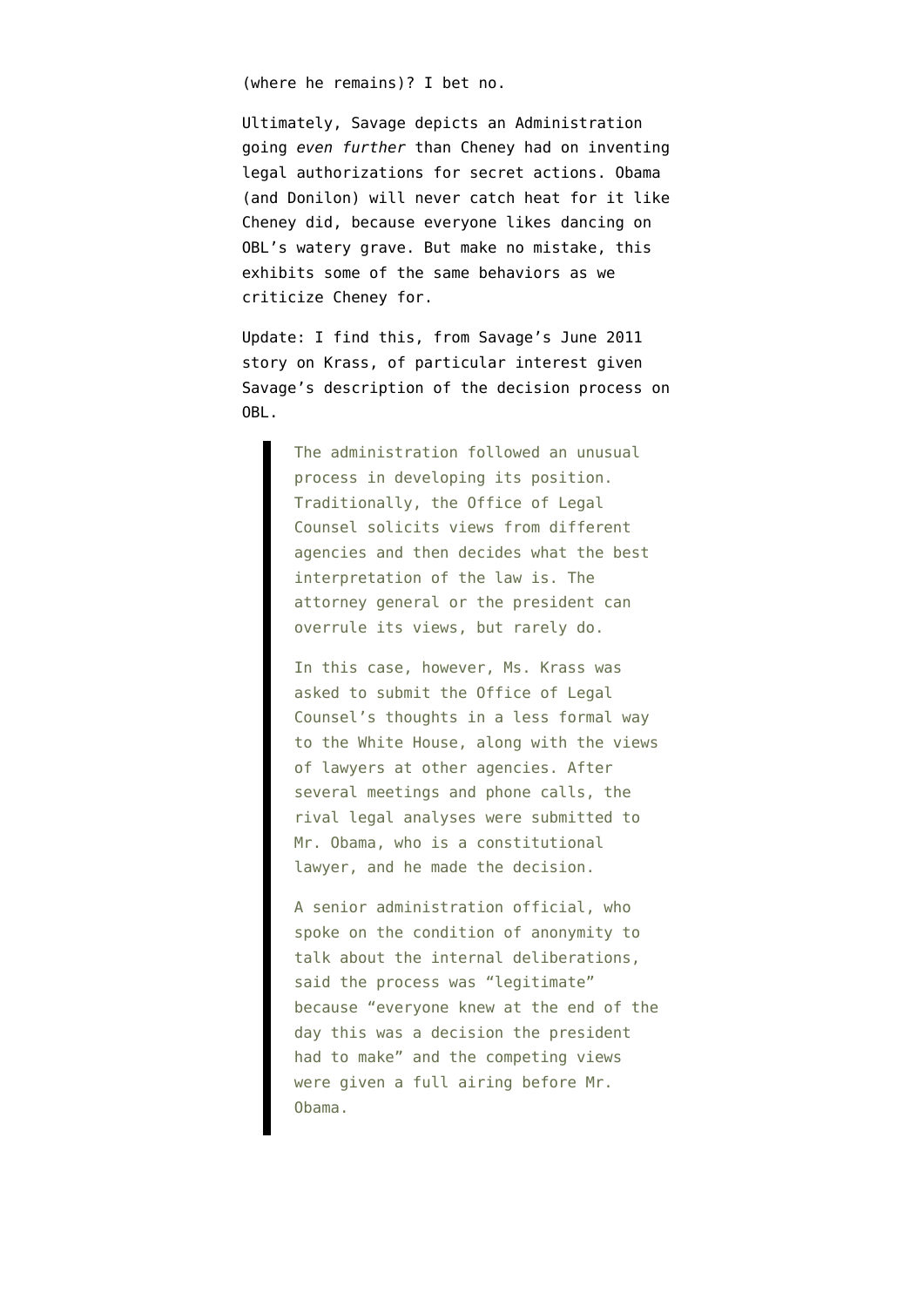(where he remains)? I bet no.

Ultimately, Savage depicts an Administration going *even further* than Cheney had on inventing legal authorizations for secret actions. Obama (and Donilon) will never catch heat for it like Cheney did, because everyone likes dancing on OBL's watery grave. But make no mistake, this exhibits some of the same behaviors as we criticize Cheney for.

Update: I find this, from Savage's June 2011 story on Krass, of particular interest given Savage's description of the decision process on OBL.

> The administration followed an unusual process in developing its position. Traditionally, the Office of Legal Counsel solicits views from different agencies and then decides what the best interpretation of the law is. The attorney general or the president can overrule its views, but rarely do.
>
> In this case, however, Ms. Krass was asked to submit the Office of Legal Counsel's thoughts in a less formal way to the White House, along with the views of lawyers at other agencies. After several meetings and phone calls, the rival legal analyses were submitted to Mr. Obama, who is a constitutional lawyer, and he made the decision.
>
> A senior administration official, who spoke on the condition of anonymity to talk about the internal deliberations, said the process was "legitimate" because "everyone knew at the end of the day this was a decision the president had to make" and the competing views were given a full airing before Mr. Obama.